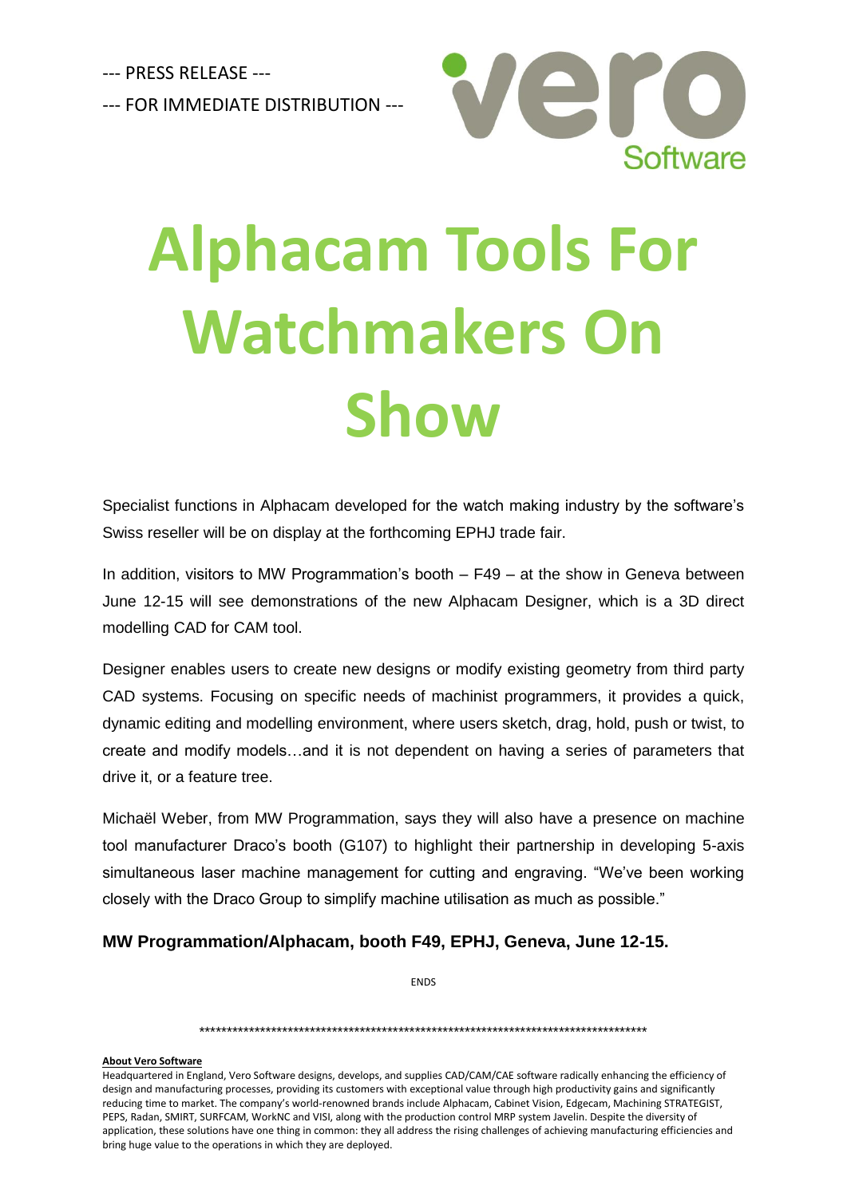--- PRESS RELEASE ---

--- FOR IMMEDIATE DISTRIBUTION ---

# Alphacam Tools For Watchmakers On Show

Specialist functions in Alphacam developed for the watch making industry by the software's Swiss reseller will be on display at the forthcoming EPHJ trade fair.

In addition, visitors to MW Programmation's booth – F49 – at the show in Geneva between June 12-15 will see demonstrations of the new Alphacam Designer, which is a 3D direct modelling CAD for CAM tool.

Designer enables users to create new designs or modify existing geometry from third party CAD systems. Focusing on specific needs of machinist programmers, it provides a quick, dynamic editing and modelling environment, where users sketch, drag, hold, push or twist, to create and modify models…and it is not dependent on having a series of parameters that drive it, or a feature tree.

Michaël Weber, from MW Programmation, says they will also have a presence on machine tool manufacturer Draco's booth (G107) to highlight their partnership in developing 5-axis simultaneous laser machine management for cutting and engraving. "We've been working closely with the Draco Group to simplify machine utilisation as much as possible."

**MW Programmation/Alphacam, booth F49, EPHJ, Geneva, June 12-15.**

ENDS

*************************************************************************************

**About Vero Software**

Headquartered in England, Vero Software designs, develops, and supplies CAD/CAM/CAE software radically enhancing the efficiency of design and manufacturing processes, providing its customers with exceptional value through high productivity gains and significantly reducing time to market. The company's world-renowned brands include Alphacam, Cabinet Vision, Edgecam, Machining STRATEGIST, PEPS, Radan, SMIRT, SURFCAM, WorkNC and VISI, along with the production control MRP system Javelin. Despite the diversity of application, these solutions have one thing in common: they all address the rising challenges of achieving manufacturing efficiencies and bring huge value to the operations in which they are deployed.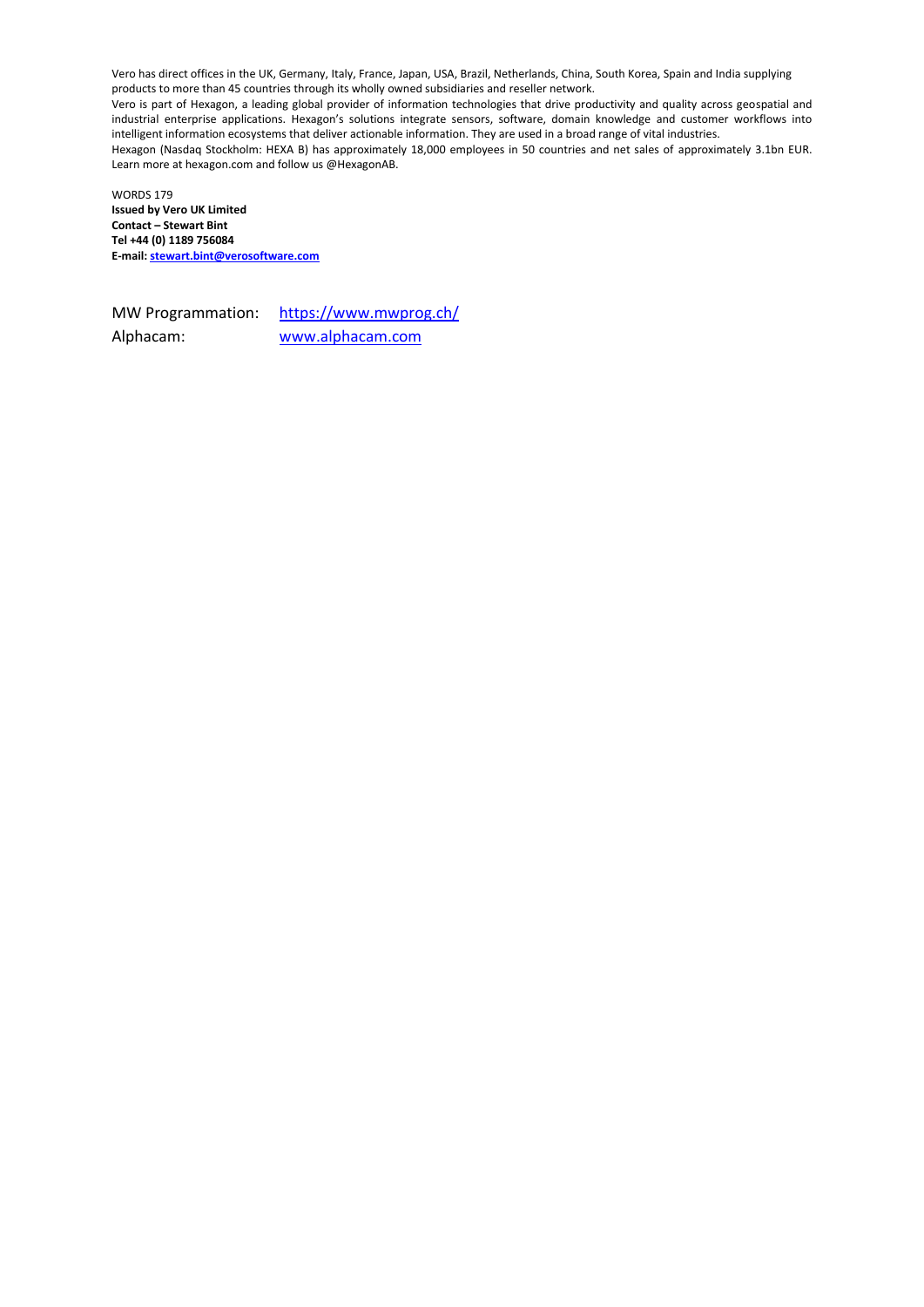Vero has direct offices in the UK, Germany, Italy, France, Japan, USA, Brazil, Netherlands, China, South Korea, Spain and India supplying products to more than 45 countries through its wholly owned subsidiaries and reseller network.

Vero is part of Hexagon, a leading global provider of information technologies that drive productivity and quality across geospatial and industrial enterprise applications. Hexagon's solutions integrate sensors, software, domain knowledge and customer workflows into intelligent information ecosystems that deliver actionable information. They are used in a broad range of vital industries.

Hexagon (Nasdaq Stockholm: HEXA B) has approximately 18,000 employees in 50 countries and net sales of approximately 3.1bn EUR. Learn more at hexagon.com and follow us @HexagonAB.

WORDS 179
**Issued by Vero UK Limited**
**Contact – Stewart Bint**
**Tel +44 (0) 1189 756084**
**E-mail: stewart.bint@verosoftware.com**

MW Programmation: https://www.mwprog.ch/
Alphacam: www.alphacam.com